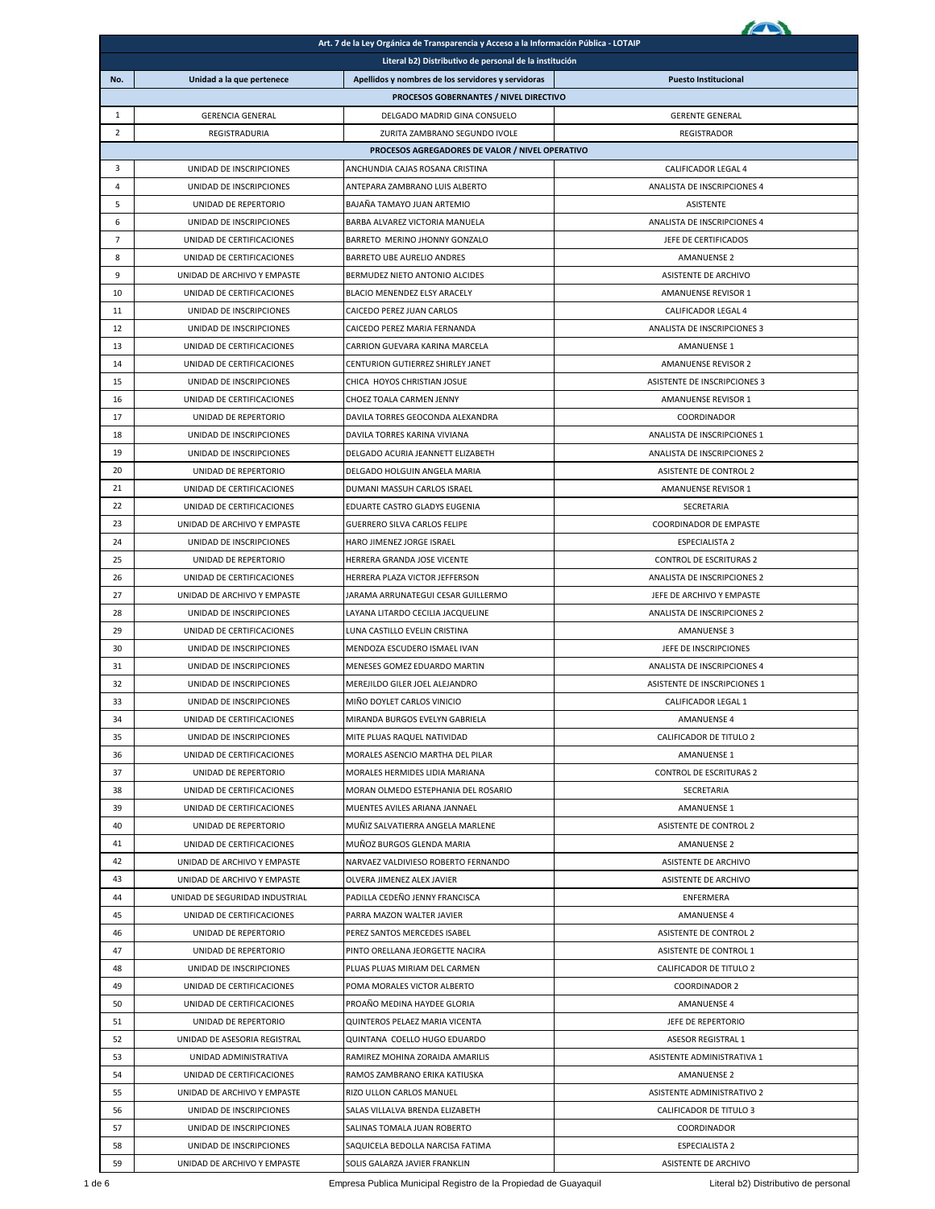| Art. 7 de la Ley Orgánica de Transparencia y Acceso a la Información Pública - LOTAIP | | | |
|---|---|---|---|
| Literal b2) Distributivo de personal de la institución | | | |
| No. | Unidad a la que pertenece | Apellidos y nombres de los servidores y servidoras | Puesto Institucional |
| PROCESOS GOBERNANTES / NIVEL DIRECTIVO | | | |
| 1 | GERENCIA GENERAL | DELGADO MADRID GINA CONSUELO | GERENTE GENERAL |
| 2 | REGISTRADURIA | ZURITA ZAMBRANO SEGUNDO IVOLE | REGISTRADOR |
| PROCESOS AGREGADORES DE VALOR / NIVEL OPERATIVO | | | |
| 3 | UNIDAD DE INSCRIPCIONES | ANCHUNDIA CAJAS ROSANA CRISTINA | CALIFICADOR LEGAL 4 |
| 4 | UNIDAD DE INSCRIPCIONES | ANTEPARA ZAMBRANO LUIS ALBERTO | ANALISTA DE INSCRIPCIONES 4 |
| 5 | UNIDAD DE REPERTORIO | BAJAÑA TAMAYO JUAN ARTEMIO | ASISTENTE |
| 6 | UNIDAD DE INSCRIPCIONES | BARBA ALVAREZ VICTORIA MANUELA | ANALISTA DE INSCRIPCIONES 4 |
| 7 | UNIDAD DE CERTIFICACIONES | BARRETO MERINO JHONNY GONZALO | JEFE DE CERTIFICADOS |
| 8 | UNIDAD DE CERTIFICACIONES | BARRETO UBE AURELIO ANDRES | AMANUENSE 2 |
| 9 | UNIDAD DE ARCHIVO Y EMPASTE | BERMUDEZ NIETO ANTONIO ALCIDES | ASISTENTE DE ARCHIVO |
| 10 | UNIDAD DE CERTIFICACIONES | BLACIO MENENDEZ ELSY ARACELY | AMANUENSE REVISOR 1 |
| 11 | UNIDAD DE INSCRIPCIONES | CAICEDO PEREZ JUAN CARLOS | CALIFICADOR LEGAL 4 |
| 12 | UNIDAD DE INSCRIPCIONES | CAICEDO PEREZ MARIA FERNANDA | ANALISTA DE INSCRIPCIONES 3 |
| 13 | UNIDAD DE CERTIFICACIONES | CARRION GUEVARA KARINA MARCELA | AMANUENSE 1 |
| 14 | UNIDAD DE CERTIFICACIONES | CENTURION GUTIERREZ SHIRLEY JANET | AMANUENSE REVISOR 2 |
| 15 | UNIDAD DE INSCRIPCIONES | CHICA HOYOS CHRISTIAN JOSUE | ASISTENTE DE INSCRIPCIONES 3 |
| 16 | UNIDAD DE CERTIFICACIONES | CHOEZ TOALA CARMEN JENNY | AMANUENSE REVISOR 1 |
| 17 | UNIDAD DE REPERTORIO | DAVILA TORRES GEOCONDA ALEXANDRA | COORDINADOR |
| 18 | UNIDAD DE INSCRIPCIONES | DAVILA TORRES KARINA VIVIANA | ANALISTA DE INSCRIPCIONES 1 |
| 19 | UNIDAD DE INSCRIPCIONES | DELGADO ACURIA JEANNETT ELIZABETH | ANALISTA DE INSCRIPCIONES 2 |
| 20 | UNIDAD DE REPERTORIO | DELGADO HOLGUIN ANGELA MARIA | ASISTENTE DE CONTROL 2 |
| 21 | UNIDAD DE CERTIFICACIONES | DUMANI MASSUH CARLOS ISRAEL | AMANUENSE REVISOR 1 |
| 22 | UNIDAD DE CERTIFICACIONES | EDUARTE CASTRO GLADYS EUGENIA | SECRETARIA |
| 23 | UNIDAD DE ARCHIVO Y EMPASTE | GUERRERO SILVA CARLOS FELIPE | COORDINADOR DE EMPASTE |
| 24 | UNIDAD DE INSCRIPCIONES | HARO JIMENEZ JORGE ISRAEL | ESPECIALISTA 2 |
| 25 | UNIDAD DE REPERTORIO | HERRERA GRANDA JOSE VICENTE | CONTROL DE ESCRITURAS 2 |
| 26 | UNIDAD DE CERTIFICACIONES | HERRERA PLAZA VICTOR JEFFERSON | ANALISTA DE INSCRIPCIONES 2 |
| 27 | UNIDAD DE ARCHIVO Y EMPASTE | JARAMA ARRUNATEGUI CESAR GUILLERMO | JEFE DE ARCHIVO Y EMPASTE |
| 28 | UNIDAD DE INSCRIPCIONES | LAYANA LITARDO CECILIA JACQUELINE | ANALISTA DE INSCRIPCIONES 2 |
| 29 | UNIDAD DE CERTIFICACIONES | LUNA CASTILLO EVELIN CRISTINA | AMANUENSE 3 |
| 30 | UNIDAD DE INSCRIPCIONES | MENDOZA ESCUDERO ISMAEL IVAN | JEFE DE INSCRIPCIONES |
| 31 | UNIDAD DE INSCRIPCIONES | MENESES GOMEZ EDUARDO MARTIN | ANALISTA DE INSCRIPCIONES 4 |
| 32 | UNIDAD DE INSCRIPCIONES | MEREJILDO GILER JOEL ALEJANDRO | ASISTENTE DE INSCRIPCIONES 1 |
| 33 | UNIDAD DE INSCRIPCIONES | MIÑO DOYLET CARLOS VINICIO | CALIFICADOR LEGAL 1 |
| 34 | UNIDAD DE CERTIFICACIONES | MIRANDA BURGOS EVELYN GABRIELA | AMANUENSE 4 |
| 35 | UNIDAD DE INSCRIPCIONES | MITE PLUAS RAQUEL NATIVIDAD | CALIFICADOR DE TITULO 2 |
| 36 | UNIDAD DE CERTIFICACIONES | MORALES ASENCIO MARTHA DEL PILAR | AMANUENSE 1 |
| 37 | UNIDAD DE REPERTORIO | MORALES HERMIDES LIDIA MARIANA | CONTROL DE ESCRITURAS 2 |
| 38 | UNIDAD DE CERTIFICACIONES | MORAN OLMEDO ESTEPHANIA DEL ROSARIO | SECRETARIA |
| 39 | UNIDAD DE CERTIFICACIONES | MUENTES AVILES ARIANA JANNAEL | AMANUENSE 1 |
| 40 | UNIDAD DE REPERTORIO | MUÑIZ SALVATIERRA ANGELA MARLENE | ASISTENTE DE CONTROL 2 |
| 41 | UNIDAD DE CERTIFICACIONES | MUÑOZ BURGOS GLENDA MARIA | AMANUENSE 2 |
| 42 | UNIDAD DE ARCHIVO Y EMPASTE | NARVAEZ VALDIVIESO ROBERTO FERNANDO | ASISTENTE DE ARCHIVO |
| 43 | UNIDAD DE ARCHIVO Y EMPASTE | OLVERA JIMENEZ ALEX JAVIER | ASISTENTE DE ARCHIVO |
| 44 | UNIDAD DE SEGURIDAD INDUSTRIAL | PADILLA CEDEÑO JENNY FRANCISCA | ENFERMERA |
| 45 | UNIDAD DE CERTIFICACIONES | PARRA MAZON WALTER JAVIER | AMANUENSE 4 |
| 46 | UNIDAD DE REPERTORIO | PEREZ SANTOS MERCEDES ISABEL | ASISTENTE DE CONTROL 2 |
| 47 | UNIDAD DE REPERTORIO | PINTO ORELLANA JEORGETTE NACIRA | ASISTENTE DE CONTROL 1 |
| 48 | UNIDAD DE INSCRIPCIONES | PLUAS PLUAS MIRIAM DEL CARMEN | CALIFICADOR DE TITULO 2 |
| 49 | UNIDAD DE CERTIFICACIONES | POMA MORALES VICTOR ALBERTO | COORDINADOR 2 |
| 50 | UNIDAD DE CERTIFICACIONES | PROAÑO MEDINA HAYDEE GLORIA | AMANUENSE 4 |
| 51 | UNIDAD DE REPERTORIO | QUINTEROS PELAEZ MARIA VICENTA | JEFE DE REPERTORIO |
| 52 | UNIDAD DE ASESORIA REGISTRAL | QUINTANA COELLO HUGO EDUARDO | ASESOR REGISTRAL 1 |
| 53 | UNIDAD ADMINISTRATIVA | RAMIREZ MOHINA ZORAIDA AMARILIS | ASISTENTE ADMINISTRATIVA 1 |
| 54 | UNIDAD DE CERTIFICACIONES | RAMOS ZAMBRANO ERIKA KATIUSKA | AMANUENSE 2 |
| 55 | UNIDAD DE ARCHIVO Y EMPASTE | RIZO ULLON CARLOS MANUEL | ASISTENTE ADMINISTRATIVO 2 |
| 56 | UNIDAD DE INSCRIPCIONES | SALAS VILLALVA BRENDA ELIZABETH | CALIFICADOR DE TITULO 3 |
| 57 | UNIDAD DE INSCRIPCIONES | SALINAS TOMALA JUAN ROBERTO | COORDINADOR |
| 58 | UNIDAD DE INSCRIPCIONES | SAQUICELA BEDOLLA NARCISA FATIMA | ESPECIALISTA 2 |
| 59 | UNIDAD DE ARCHIVO Y EMPASTE | SOLIS GALARZA JAVIER FRANKLIN | ASISTENTE DE ARCHIVO |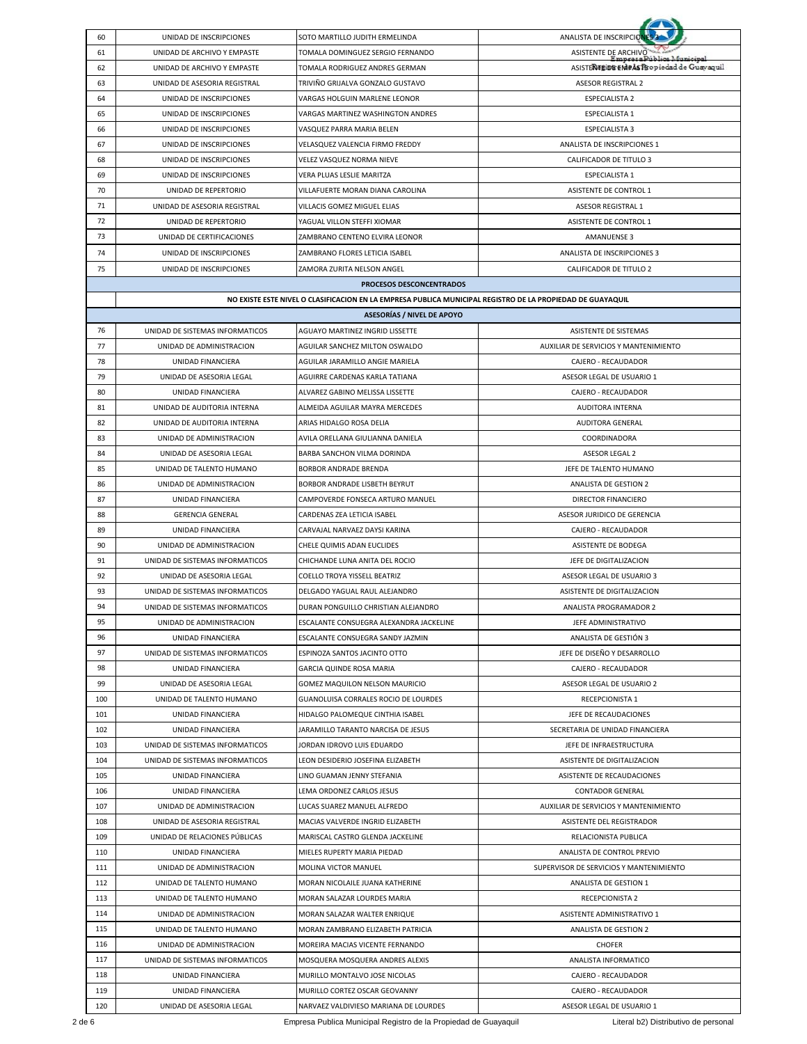| | | | |
|---|---|---|---|
| 60 | UNIDAD DE INSCRIPCIONES | SOTO MARTILLO JUDITH ERMELINDA | ANALISTA DE INSCRIPCIONES 3 |
| 61 | UNIDAD DE ARCHIVO Y EMPASTE | TOMALA DOMINGUEZ SERGIO FERNANDO | ASISTENTE DE ARCHIVO |
| 62 | UNIDAD DE ARCHIVO Y EMPASTE | TOMALA RODRIGUEZ ANDRES GERMAN | ASISTENTE DE EMPASTE |
| 63 | UNIDAD DE ASESORIA REGISTRAL | TRIVIÑO GRIJALVA GONZALO GUSTAVO | ASESOR REGISTRAL 2 |
| 64 | UNIDAD DE INSCRIPCIONES | VARGAS HOLGUIN MARLENE LEONOR | ESPECIALISTA 2 |
| 65 | UNIDAD DE INSCRIPCIONES | VARGAS MARTINEZ WASHINGTON ANDRES | ESPECIALISTA 1 |
| 66 | UNIDAD DE INSCRIPCIONES | VASQUEZ PARRA MARIA BELEN | ESPECIALISTA 3 |
| 67 | UNIDAD DE INSCRIPCIONES | VELASQUEZ VALENCIA FIRMO FREDDY | ANALISTA DE INSCRIPCIONES 1 |
| 68 | UNIDAD DE INSCRIPCIONES | VELEZ VASQUEZ NORMA NIEVE | CALIFICADOR DE TITULO 3 |
| 69 | UNIDAD DE INSCRIPCIONES | VERA PLUAS LESLIE MARITZA | ESPECIALISTA 1 |
| 70 | UNIDAD DE REPERTORIO | VILLAFUERTE MORAN DIANA CAROLINA | ASISTENTE DE CONTROL 1 |
| 71 | UNIDAD DE ASESORIA REGISTRAL | VILLACIS GOMEZ MIGUEL ELIAS | ASESOR REGISTRAL 1 |
| 72 | UNIDAD DE REPERTORIO | YAGUAL VILLON STEFFI XIOMAR | ASISTENTE DE CONTROL 1 |
| 73 | UNIDAD DE CERTIFICACIONES | ZAMBRANO CENTENO ELVIRA LEONOR | AMANUENSE 3 |
| 74 | UNIDAD DE INSCRIPCIONES | ZAMBRANO FLORES LETICIA ISABEL | ANALISTA DE INSCRIPCIONES 3 |
| 75 | UNIDAD DE INSCRIPCIONES | ZAMORA ZURITA NELSON ANGEL | CALIFICADOR DE TITULO 2 |
| | **PROCESOS DESCONCENTRADOS** | | |
| | NO EXISTE ESTE NIVEL O CLASIFICACION EN LA EMPRESA PUBLICA MUNICIPAL REGISTRO DE LA PROPIEDAD DE GUAYAQUIL | | |
| | **ASESORÍAS / NIVEL DE APOYO** | | |
| 76 | UNIDAD DE SISTEMAS INFORMATICOS | AGUAYO MARTINEZ INGRID LISSETTE | ASISTENTE DE SISTEMAS |
| 77 | UNIDAD DE ADMINISTRACION | AGUILAR SANCHEZ MILTON OSWALDO | AUXILIAR DE SERVICIOS Y MANTENIMIENTO |
| 78 | UNIDAD FINANCIERA | AGUILAR JARAMILLO ANGIE MARIELA | CAJERO - RECAUDADOR |
| 79 | UNIDAD DE ASESORIA LEGAL | AGUIRRE CARDENAS KARLA TATIANA | ASESOR LEGAL DE USUARIO 1 |
| 80 | UNIDAD FINANCIERA | ALVAREZ GABINO MELISSA LISSETTE | CAJERO - RECAUDADOR |
| 81 | UNIDAD DE AUDITORIA INTERNA | ALMEIDA AGUILAR MAYRA MERCEDES | AUDITORA INTERNA |
| 82 | UNIDAD DE AUDITORIA INTERNA | ARIAS HIDALGO ROSA DELIA | AUDITORA GENERAL |
| 83 | UNIDAD DE ADMINISTRACION | AVILA ORELLANA GIULIANNA DANIELA | COORDINADORA |
| 84 | UNIDAD DE ASESORIA LEGAL | BARBA SANCHON VILMA DORINDA | ASESOR LEGAL 2 |
| 85 | UNIDAD DE TALENTO HUMANO | BORBOR ANDRADE BRENDA | JEFE DE TALENTO HUMANO |
| 86 | UNIDAD DE ADMINISTRACION | BORBOR ANDRADE LISBETH BEYRUT | ANALISTA DE GESTION 2 |
| 87 | UNIDAD FINANCIERA | CAMPOVERDE FONSECA ARTURO MANUEL | DIRECTOR FINANCIERO |
| 88 | GERENCIA GENERAL | CARDENAS ZEA LETICIA ISABEL | ASESOR JURIDICO DE GERENCIA |
| 89 | UNIDAD FINANCIERA | CARVAJAL NARVAEZ DAYSI KARINA | CAJERO - RECAUDADOR |
| 90 | UNIDAD DE ADMINISTRACION | CHELE QUIMIS ADAN EUCLIDES | ASISTENTE DE BODEGA |
| 91 | UNIDAD DE SISTEMAS INFORMATICOS | CHICHANDE LUNA ANITA DEL ROCIO | JEFE DE DIGITALIZACION |
| 92 | UNIDAD DE ASESORIA LEGAL | COELLO TROYA YISSELL BEATRIZ | ASESOR LEGAL DE USUARIO 3 |
| 93 | UNIDAD DE SISTEMAS INFORMATICOS | DELGADO YAGUAL RAUL ALEJANDRO | ASISTENTE DE DIGITALIZACION |
| 94 | UNIDAD DE SISTEMAS INFORMATICOS | DURAN PONGUILLO CHRISTIAN ALEJANDRO | ANALISTA PROGRAMADOR 2 |
| 95 | UNIDAD DE ADMINISTRACION | ESCALANTE CONSUEGRA ALEXANDRA JACKELINE | JEFE ADMINISTRATIVO |
| 96 | UNIDAD FINANCIERA | ESCALANTE CONSUEGRA SANDY JAZMIN | ANALISTA DE GESTIÓN 3 |
| 97 | UNIDAD DE SISTEMAS INFORMATICOS | ESPINOZA SANTOS JACINTO OTTO | JEFE DE DISEÑO Y DESARROLLO |
| 98 | UNIDAD FINANCIERA | GARCIA QUINDE ROSA MARIA | CAJERO - RECAUDADOR |
| 99 | UNIDAD DE ASESORIA LEGAL | GOMEZ MAQUILON NELSON MAURICIO | ASESOR LEGAL DE USUARIO 2 |
| 100 | UNIDAD DE TALENTO HUMANO | GUANOLUISA CORRALES ROCIO DE LOURDES | RECEPCIONISTA 1 |
| 101 | UNIDAD FINANCIERA | HIDALGO PALOMEQUE CINTHIA ISABEL | JEFE DE RECAUDACIONES |
| 102 | UNIDAD FINANCIERA | JARAMILLO TARANTO NARCISA DE JESUS | SECRETARIA DE UNIDAD FINANCIERA |
| 103 | UNIDAD DE SISTEMAS INFORMATICOS | JORDAN IDROVO LUIS EDUARDO | JEFE DE INFRAESTRUCTURA |
| 104 | UNIDAD DE SISTEMAS INFORMATICOS | LEON DESIDERIO JOSEFINA ELIZABETH | ASISTENTE DE DIGITALIZACION |
| 105 | UNIDAD FINANCIERA | LINO GUAMAN JENNY STEFANIA | ASISTENTE DE RECAUDACIONES |
| 106 | UNIDAD FINANCIERA | LEMA ORDONEZ CARLOS JESUS | CONTADOR GENERAL |
| 107 | UNIDAD DE ADMINISTRACION | LUCAS SUAREZ MANUEL ALFREDO | AUXILIAR DE SERVICIOS Y MANTENIMIENTO |
| 108 | UNIDAD DE ASESORIA REGISTRAL | MACIAS VALVERDE INGRID ELIZABETH | ASISTENTE DEL REGISTRADOR |
| 109 | UNIDAD DE RELACIONES PÚBLICAS | MARISCAL CASTRO GLENDA JACKELINE | RELACIONISTA PUBLICA |
| 110 | UNIDAD FINANCIERA | MIELES RUPERTY MARIA PIEDAD | ANALISTA DE CONTROL PREVIO |
| 111 | UNIDAD DE ADMINISTRACION | MOLINA VICTOR MANUEL | SUPERVISOR DE SERVICIOS Y MANTENIMIENTO |
| 112 | UNIDAD DE TALENTO HUMANO | MORAN NICOLAILE JUANA KATHERINE | ANALISTA DE GESTION 1 |
| 113 | UNIDAD DE TALENTO HUMANO | MORAN SALAZAR LOURDES MARIA | RECEPCIONISTA 2 |
| 114 | UNIDAD DE ADMINISTRACION | MORAN SALAZAR WALTER ENRIQUE | ASISTENTE ADMINISTRATIVO 1 |
| 115 | UNIDAD DE TALENTO HUMANO | MORAN ZAMBRANO ELIZABETH PATRICIA | ANALISTA DE GESTION 2 |
| 116 | UNIDAD DE ADMINISTRACION | MOREIRA MACIAS VICENTE FERNANDO | CHOFER |
| 117 | UNIDAD DE SISTEMAS INFORMATICOS | MOSQUERA MOSQUERA ANDRES ALEXIS | ANALISTA INFORMATICO |
| 118 | UNIDAD FINANCIERA | MURILLO MONTALVO JOSE NICOLAS | CAJERO - RECAUDADOR |
| 119 | UNIDAD FINANCIERA | MURILLO CORTEZ OSCAR GEOVANNY | CAJERO - RECAUDADOR |
| 120 | UNIDAD DE ASESORIA LEGAL | NARVAEZ VALDIVIESO MARIANA DE LOURDES | ASESOR LEGAL DE USUARIO 1 |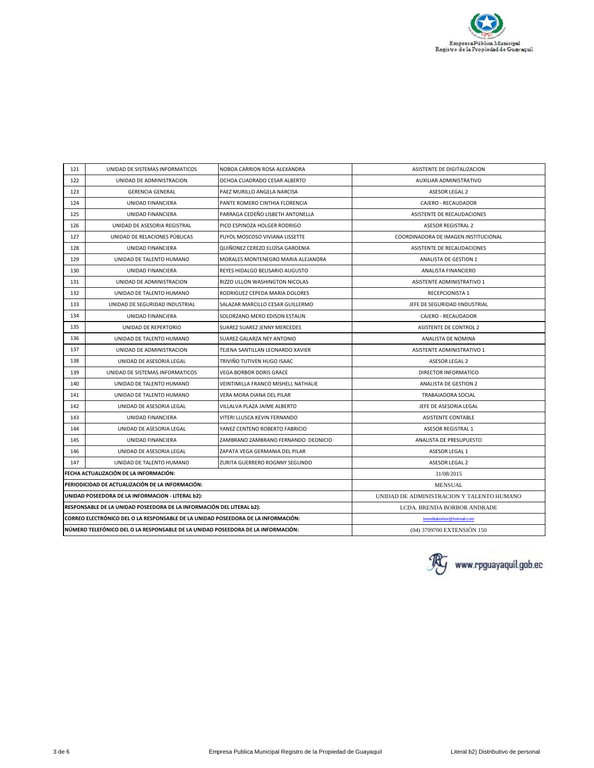| 121 | UNIDAD DE SISTEMAS INFORMATICOS | NOBOA CARRION ROSA ALEXANDRA | ASISTENTE DE DIGITALIZACION |
|---|---|---|---|
| 122 | UNIDAD DE ADMINISTRACION | OCHOA CUADRADO CESAR ALBERTO | AUXILIAR ADMINISTRATIVO |
| 123 | GERENCIA GENERAL | PAEZ MURILLO ANGELA NARCISA | ASESOR LEGAL 2 |
| 124 | UNIDAD FINANCIERA | PANTE ROMERO CINTHIA FLORENCIA | CAJERO - RECAUDADOR |
| 125 | UNIDAD FINANCIERA | PARRAGA CEDEÑO LISBETH ANTONELLA | ASISTENTE DE RECAUDACIONES |
| 126 | UNIDAD DE ASESORIA REGISTRAL | PICO ESPINOZA HOLGER RODRIGO | ASESOR REGISTRAL 2 |
| 127 | UNIDAD DE RELACIONES PÚBLICAS | PUYOL MOSCOSO VIVIANA LISSETTE | COORDINADORA DE IMAGEN INSTITUCIONAL |
| 128 | UNIDAD FINANCIERA | QUIÑONEZ CEREZO ELOÌSA GARDENIA | ASISTENTE DE RECAUDACIONES |
| 129 | UNIDAD DE TALENTO HUMANO | MORALES MONTENEGRO MARIA ALEJANDRA | ANALISTA DE GESTION 1 |
| 130 | UNIDAD FINANCIERA | REYES HIDALGO BELISARIO AUGUSTO | ANALISTA FINANCIERO |
| 131 | UNIDAD DE ADMINISTRACION | RIZZO ULLON WASHINGTON NICOLAS | ASISTENTE ADMINISTRATIVO 1 |
| 132 | UNIDAD DE TALENTO HUMANO | RODRIGUEZ CEPEDA MARIA DOLORES | RECEPCIONISTA 1 |
| 133 | UNIDAD DE SEGURIDAD INDUSTRIAL | SALAZAR MARCILLO CESAR GUILLERMO | JEFE DE SEGURIDAD IINDUSTRIAL |
| 134 | UNIDAD FINANCIERA | SOLORZANO MERO EDISON ESTALIN | CAJERO - RECAUDADOR |
| 135 | UNIDAD DE REPERTORIO | SUAREZ SUAREZ JENNY MERCEDES | ASISTENTE DE CONTROL 2 |
| 136 | UNIDAD DE TALENTO HUMANO | SUAREZ GALARZA NEY ANTONIO | ANALISTA DE NOMINA |
| 137 | UNIDAD DE ADMINISTRACION | TEJENA SANTILLAN LEONARDO XAVIER | ASISTENTE ADMINISTRATIVO 1 |
| 138 | UNIDAD DE ASESORIA LEGAL | TRIVIÑO TUTIVEN HUGO ISAAC | ASESOR LEGAL 2 |
| 139 | UNIDAD DE SISTEMAS INFORMATICOS | VEGA BORBOR DORIS GRACE | DIRECTOR INFORMATICO |
| 140 | UNIDAD DE TALENTO HUMANO | VEINTIMILLA FRANCO MISHELL NATHALIE | ANALISTA DE GESTION 2 |
| 141 | UNIDAD DE TALENTO HUMANO | VERA MORA DIANA DEL PILAR | TRABAJADORA SOCIAL |
| 142 | UNIDAD DE ASESORIA LEGAL | VILLALVA PLAZA JAIME ALBERTO | JEFE DE ASESORIA LEGAL |
| 143 | UNIDAD FINANCIERA | VITERI LLUSCA KEVIN FERNANDO | ASISTENTE CONTABLE |
| 144 | UNIDAD DE ASESORIA LEGAL | YANEZ CENTENO ROBERTO FABRICIO | ASESOR REGISTRAL 1 |
| 145 | UNIDAD FINANCIERA | ZAMBRANO ZAMBRANO FERNANDO DEONICIO | ANALISTA DE PRESUPUESTO |
| 146 | UNIDAD DE ASESORIA LEGAL | ZAPATA VEGA GERMANIA DEL PILAR | ASESOR LEGAL 1 |
| 147 | UNIDAD DE TALENTO HUMANO | ZURITA GUERRERO ROGNNY SEGUNDO | ASESOR LEGAL 2 |
| **FECHA ACTUALIZACIÓN DE LA INFORMACIÓN:** | | | 31/08/2015 |
| **PERIODICIDAD DE ACTUALIZACIÓN DE LA INFORMACIÓN:** | | | MENSUAL |
| **UNIDAD POSEEDORA DE LA INFORMACION - LITERAL b2):** | | | UNIDAD DE ADMINISTRACION Y TALENTO HUMANO |
| **RESPONSABLE DE LA UNIDAD POSEEDORA DE LA INFORMACIÓN DEL LITERAL b2):** | | | LCDA. BRENDA BORBOR ANDRADE |
| **CORREO ELECTRÓNICO DEL O LA RESPONSABLE DE LA UNIDAD POSEEDORA DE LA INFORMACIÓN:** | | | brenditaborbor@hotmail.com |
| **NÚMERO TELEFÓNICO DEL O LA RESPONSABLE DE LA UNIDAD POSEEDORA DE LA INFORMACIÓN:** | | | (04) 3709700 EXTENSIÓN 150 |